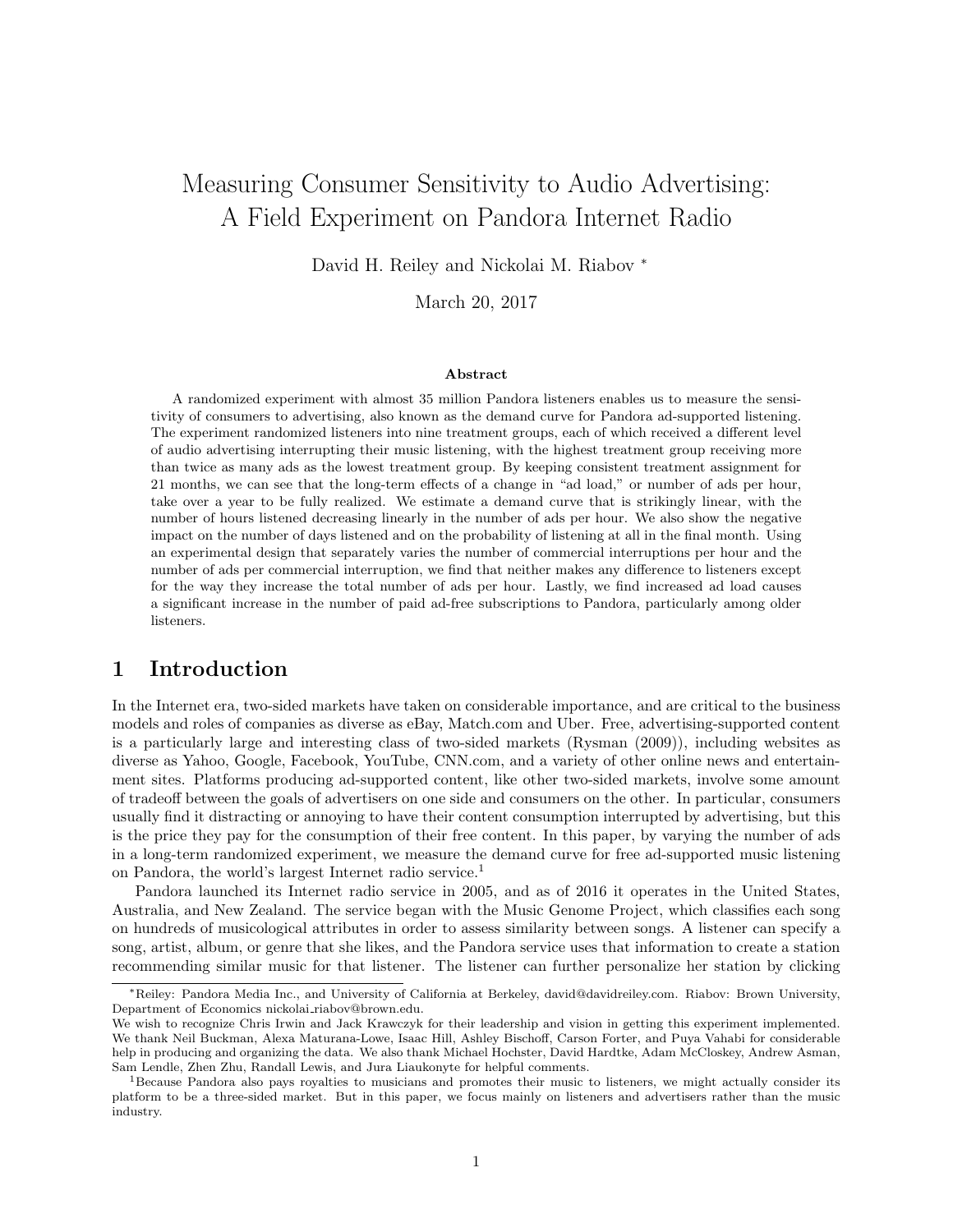# Measuring Consumer Sensitivity to Audio Advertising: A Field Experiment on Pandora Internet Radio

David H. Reiley and Nickolai M. Riabov *

March 20, 2017

### Abstract

A randomized experiment with almost 35 million Pandora listeners enables us to measure the sensitivity of consumers to advertising, also known as the demand curve for Pandora ad-supported listening. The experiment randomized listeners into nine treatment groups, each of which received a different level of audio advertising interrupting their music listening, with the highest treatment group receiving more than twice as many ads as the lowest treatment group. By keeping consistent treatment assignment for 21 months, we can see that the long-term effects of a change in "ad load," or number of ads per hour, take over a year to be fully realized. We estimate a demand curve that is strikingly linear, with the number of hours listened decreasing linearly in the number of ads per hour. We also show the negative impact on the number of days listened and on the probability of listening at all in the final month. Using an experimental design that separately varies the number of commercial interruptions per hour and the number of ads per commercial interruption, we find that neither makes any difference to listeners except for the way they increase the total number of ads per hour. Lastly, we find increased ad load causes a significant increase in the number of paid ad-free subscriptions to Pandora, particularly among older listeners.

## 1 Introduction

In the Internet era, two-sided markets have taken on considerable importance, and are critical to the business models and roles of companies as diverse as eBay, Match.com and Uber. Free, advertising-supported content is a particularly large and interesting class of two-sided markets (Rysman (2009)), including websites as diverse as Yahoo, Google, Facebook, YouTube, CNN.com, and a variety of other online news and entertainment sites. Platforms producing ad-supported content, like other two-sided markets, involve some amount of tradeoff between the goals of advertisers on one side and consumers on the other. In particular, consumers usually find it distracting or annoying to have their content consumption interrupted by advertising, but this is the price they pay for the consumption of their free content. In this paper, by varying the number of ads in a long-term randomized experiment, we measure the demand curve for free ad-supported music listening on Pandora, the world's largest Internet radio service.[1]

Pandora launched its Internet radio service in 2005, and as of 2016 it operates in the United States, Australia, and New Zealand. The service began with the Music Genome Project, which classifies each song on hundreds of musicological attributes in order to assess similarity between songs. A listener can specify a song, artist, album, or genre that she likes, and the Pandora service uses that information to create a station recommending similar music for that listener. The listener can further personalize her station by clicking

---

*Reiley: Pandora Media Inc., and University of California at Berkeley, david@davidreiley.com. Riabov: Brown University, Department of Economics nickolai_riabov@brown.edu.
We wish to recognize Chris Irwin and Jack Krawczyk for their leadership and vision in getting this experiment implemented. We thank Neil Buckman, Alexa Maturana-Lowe, Isaac Hill, Ashley Bischoff, Carson Forter, and Puya Vahabi for considerable help in producing and organizing the data. We also thank Michael Hochster, David Hardtke, Adam McCloskey, Andrew Asman, Sam Lendle, Zhen Zhu, Randall Lewis, and Jura Liaukonyte for helpful comments.

[1] Because Pandora also pays royalties to musicians and promotes their music to listeners, we might actually consider its platform to be a three-sided market. But in this paper, we focus mainly on listeners and advertisers rather than the music industry.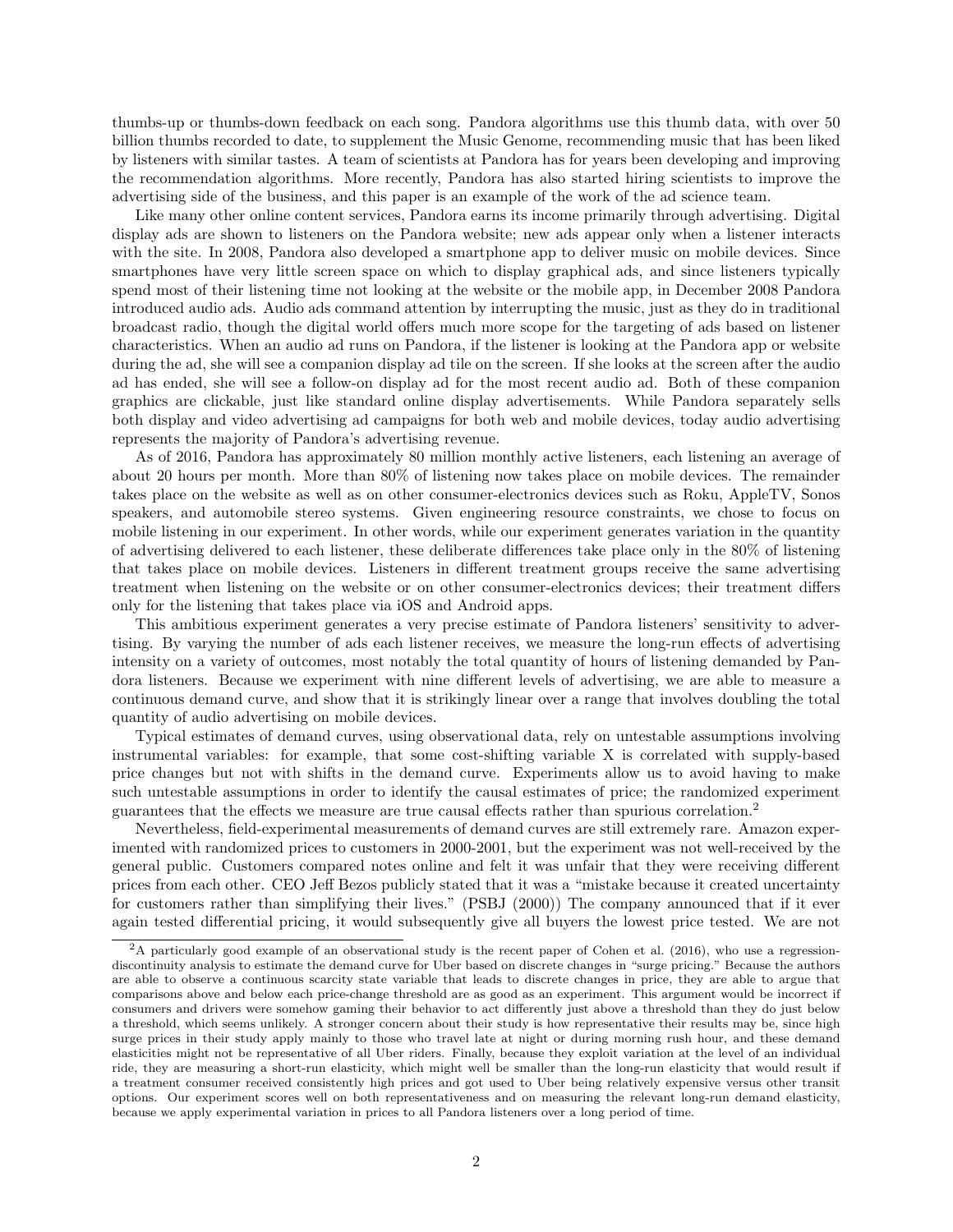thumbs-up or thumbs-down feedback on each song. Pandora algorithms use this thumb data, with over 50 billion thumbs recorded to date, to supplement the Music Genome, recommending music that has been liked by listeners with similar tastes. A team of scientists at Pandora has for years been developing and improving the recommendation algorithms. More recently, Pandora has also started hiring scientists to improve the advertising side of the business, and this paper is an example of the work of the ad science team.

Like many other online content services, Pandora earns its income primarily through advertising. Digital display ads are shown to listeners on the Pandora website; new ads appear only when a listener interacts with the site. In 2008, Pandora also developed a smartphone app to deliver music on mobile devices. Since smartphones have very little screen space on which to display graphical ads, and since listeners typically spend most of their listening time not looking at the website or the mobile app, in December 2008 Pandora introduced audio ads. Audio ads command attention by interrupting the music, just as they do in traditional broadcast radio, though the digital world offers much more scope for the targeting of ads based on listener characteristics. When an audio ad runs on Pandora, if the listener is looking at the Pandora app or website during the ad, she will see a companion display ad tile on the screen. If she looks at the screen after the audio ad has ended, she will see a follow-on display ad for the most recent audio ad. Both of these companion graphics are clickable, just like standard online display advertisements. While Pandora separately sells both display and video advertising ad campaigns for both web and mobile devices, today audio advertising represents the majority of Pandora's advertising revenue.

As of 2016, Pandora has approximately 80 million monthly active listeners, each listening an average of about 20 hours per month. More than 80% of listening now takes place on mobile devices. The remainder takes place on the website as well as on other consumer-electronics devices such as Roku, AppleTV, Sonos speakers, and automobile stereo systems. Given engineering resource constraints, we chose to focus on mobile listening in our experiment. In other words, while our experiment generates variation in the quantity of advertising delivered to each listener, these deliberate differences take place only in the 80% of listening that takes place on mobile devices. Listeners in different treatment groups receive the same advertising treatment when listening on the website or on other consumer-electronics devices; their treatment differs only for the listening that takes place via iOS and Android apps.

This ambitious experiment generates a very precise estimate of Pandora listeners' sensitivity to advertising. By varying the number of ads each listener receives, we measure the long-run effects of advertising intensity on a variety of outcomes, most notably the total quantity of hours of listening demanded by Pandora listeners. Because we experiment with nine different levels of advertising, we are able to measure a continuous demand curve, and show that it is strikingly linear over a range that involves doubling the total quantity of audio advertising on mobile devices.

Typical estimates of demand curves, using observational data, rely on untestable assumptions involving instrumental variables: for example, that some cost-shifting variable X is correlated with supply-based price changes but not with shifts in the demand curve. Experiments allow us to avoid having to make such untestable assumptions in order to identify the causal estimates of price; the randomized experiment guarantees that the effects we measure are true causal effects rather than spurious correlation.[2]

Nevertheless, field-experimental measurements of demand curves are still extremely rare. Amazon experimented with randomized prices to customers in 2000-2001, but the experiment was not well-received by the general public. Customers compared notes online and felt it was unfair that they were receiving different prices from each other. CEO Jeff Bezos publicly stated that it was a "mistake because it created uncertainty for customers rather than simplifying their lives." (PSBJ (2000)) The company announced that if it ever again tested differential pricing, it would subsequently give all buyers the lowest price tested. We are not

[2] A particularly good example of an observational study is the recent paper of Cohen et al. (2016), who use a regression-discontinuity analysis to estimate the demand curve for Uber based on discrete changes in "surge pricing." Because the authors are able to observe a continuous scarcity state variable that leads to discrete changes in price, they are able to argue that comparisons above and below each price-change threshold are as good as an experiment. This argument would be incorrect if consumers and drivers were somehow gaming their behavior to act differently just above a threshold than they do just below a threshold, which seems unlikely. A stronger concern about their study is how representative their results may be, since high surge prices in their study apply mainly to those who travel late at night or during morning rush hour, and these demand elasticities might not be representative of all Uber riders. Finally, because they exploit variation at the level of an individual ride, they are measuring a short-run elasticity, which might well be smaller than the long-run elasticity that would result if a treatment consumer received consistently high prices and got used to Uber being relatively expensive versus other transit options. Our experiment scores well on both representativeness and on measuring the relevant long-run demand elasticity, because we apply experimental variation in prices to all Pandora listeners over a long period of time.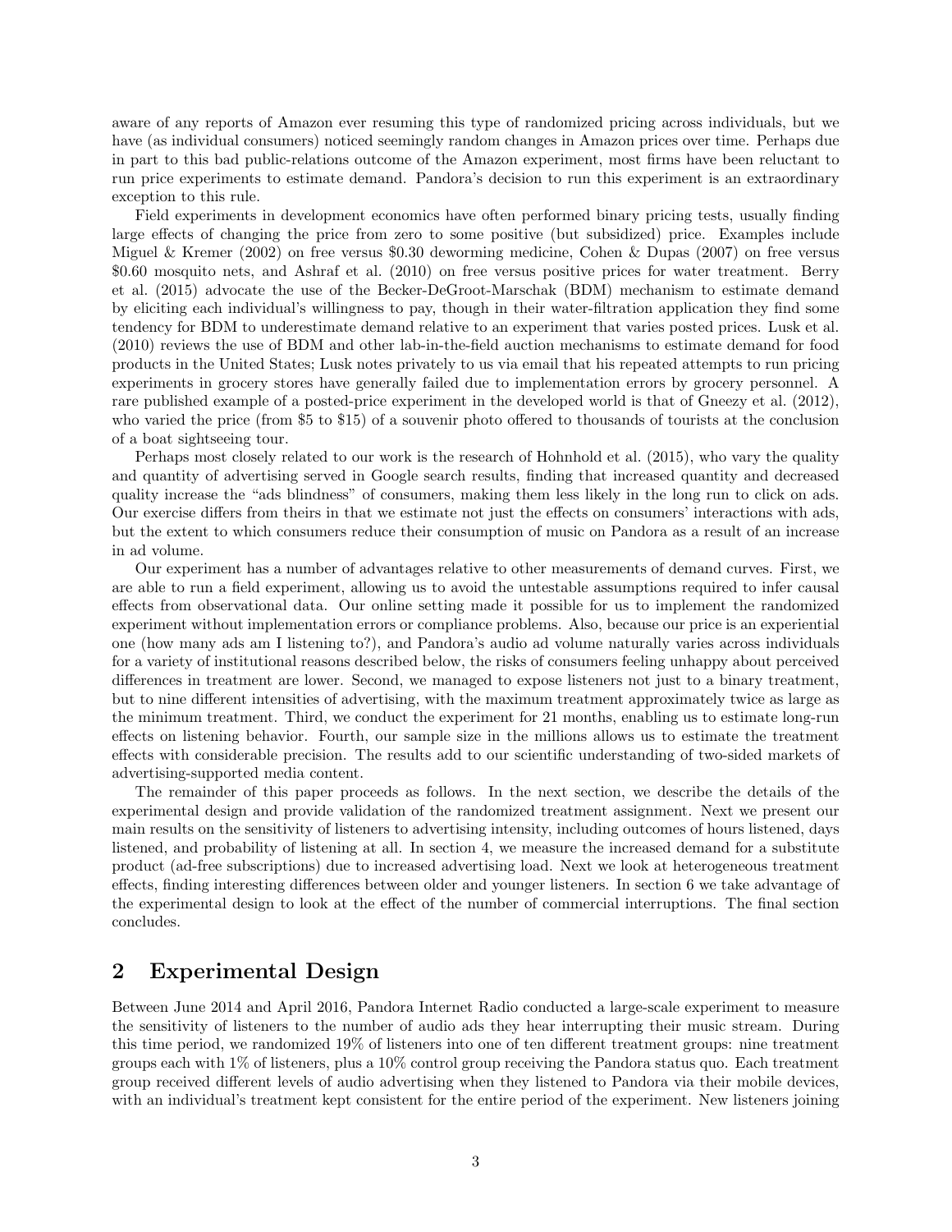aware of any reports of Amazon ever resuming this type of randomized pricing across individuals, but we have (as individual consumers) noticed seemingly random changes in Amazon prices over time. Perhaps due in part to this bad public-relations outcome of the Amazon experiment, most firms have been reluctant to run price experiments to estimate demand. Pandora's decision to run this experiment is an extraordinary exception to this rule.

Field experiments in development economics have often performed binary pricing tests, usually finding large effects of changing the price from zero to some positive (but subsidized) price. Examples include Miguel & Kremer (2002) on free versus \$0.30 deworming medicine, Cohen & Dupas (2007) on free versus \$0.60 mosquito nets, and Ashraf et al. (2010) on free versus positive prices for water treatment. Berry et al. (2015) advocate the use of the Becker-DeGroot-Marschak (BDM) mechanism to estimate demand by eliciting each individual's willingness to pay, though in their water-filtration application they find some tendency for BDM to underestimate demand relative to an experiment that varies posted prices. Lusk et al. (2010) reviews the use of BDM and other lab-in-the-field auction mechanisms to estimate demand for food products in the United States; Lusk notes privately to us via email that his repeated attempts to run pricing experiments in grocery stores have generally failed due to implementation errors by grocery personnel. A rare published example of a posted-price experiment in the developed world is that of Gneezy et al. (2012), who varied the price (from \$5 to \$15) of a souvenir photo offered to thousands of tourists at the conclusion of a boat sightseeing tour.

Perhaps most closely related to our work is the research of Hohnhold et al. (2015), who vary the quality and quantity of advertising served in Google search results, finding that increased quantity and decreased quality increase the "ads blindness" of consumers, making them less likely in the long run to click on ads. Our exercise differs from theirs in that we estimate not just the effects on consumers' interactions with ads, but the extent to which consumers reduce their consumption of music on Pandora as a result of an increase in ad volume.

Our experiment has a number of advantages relative to other measurements of demand curves. First, we are able to run a field experiment, allowing us to avoid the untestable assumptions required to infer causal effects from observational data. Our online setting made it possible for us to implement the randomized experiment without implementation errors or compliance problems. Also, because our price is an experiential one (how many ads am I listening to?), and Pandora's audio ad volume naturally varies across individuals for a variety of institutional reasons described below, the risks of consumers feeling unhappy about perceived differences in treatment are lower. Second, we managed to expose listeners not just to a binary treatment, but to nine different intensities of advertising, with the maximum treatment approximately twice as large as the minimum treatment. Third, we conduct the experiment for 21 months, enabling us to estimate long-run effects on listening behavior. Fourth, our sample size in the millions allows us to estimate the treatment effects with considerable precision. The results add to our scientific understanding of two-sided markets of advertising-supported media content.

The remainder of this paper proceeds as follows. In the next section, we describe the details of the experimental design and provide validation of the randomized treatment assignment. Next we present our main results on the sensitivity of listeners to advertising intensity, including outcomes of hours listened, days listened, and probability of listening at all. In section 4, we measure the increased demand for a substitute product (ad-free subscriptions) due to increased advertising load. Next we look at heterogeneous treatment effects, finding interesting differences between older and younger listeners. In section 6 we take advantage of the experimental design to look at the effect of the number of commercial interruptions. The final section concludes.

## 2 Experimental Design

Between June 2014 and April 2016, Pandora Internet Radio conducted a large-scale experiment to measure the sensitivity of listeners to the number of audio ads they hear interrupting their music stream. During this time period, we randomized 19% of listeners into one of ten different treatment groups: nine treatment groups each with 1% of listeners, plus a 10% control group receiving the Pandora status quo. Each treatment group received different levels of audio advertising when they listened to Pandora via their mobile devices, with an individual's treatment kept consistent for the entire period of the experiment. New listeners joining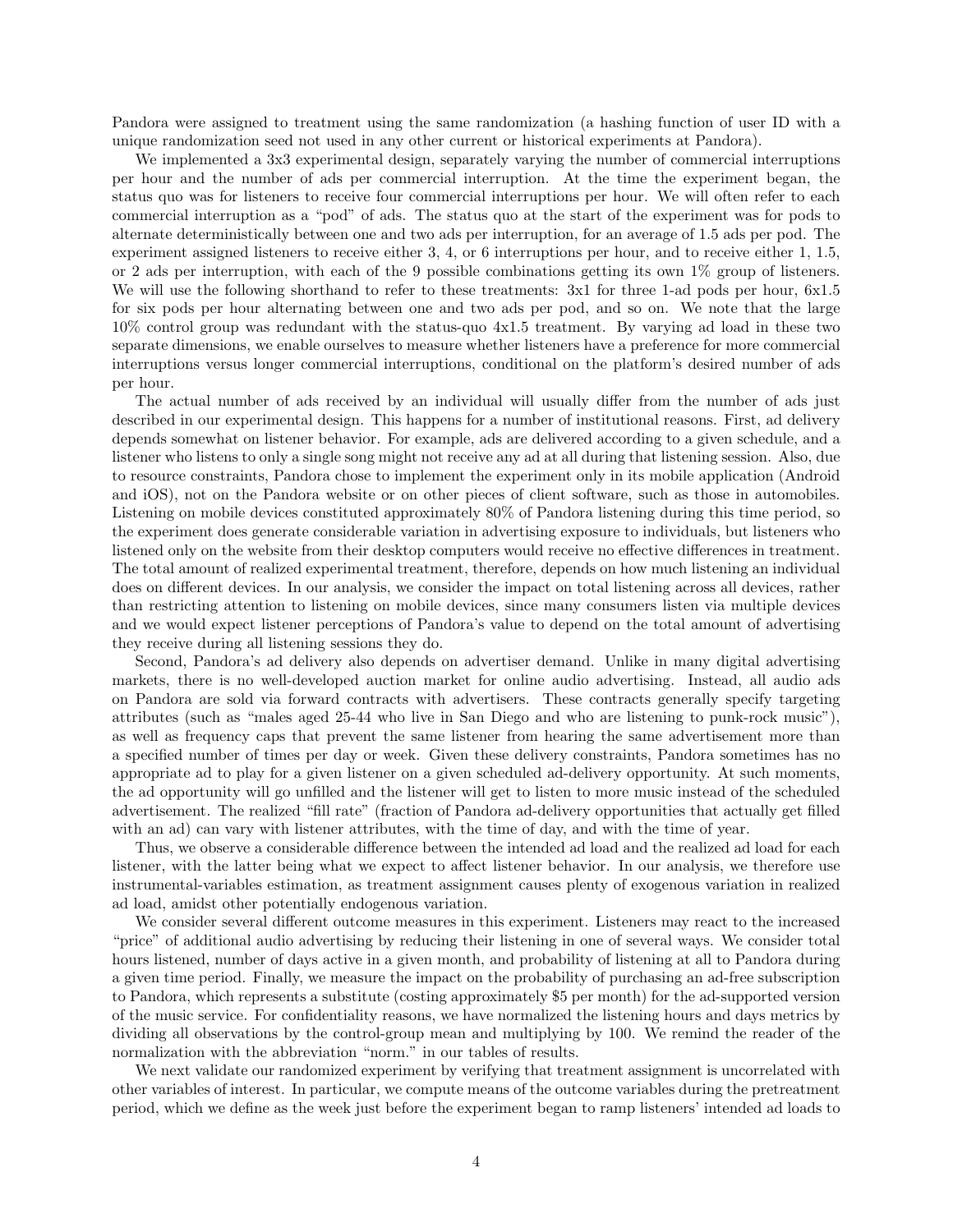Pandora were assigned to treatment using the same randomization (a hashing function of user ID with a unique randomization seed not used in any other current or historical experiments at Pandora).

We implemented a 3x3 experimental design, separately varying the number of commercial interruptions per hour and the number of ads per commercial interruption. At the time the experiment began, the status quo was for listeners to receive four commercial interruptions per hour. We will often refer to each commercial interruption as a "pod" of ads. The status quo at the start of the experiment was for pods to alternate deterministically between one and two ads per interruption, for an average of 1.5 ads per pod. The experiment assigned listeners to receive either 3, 4, or 6 interruptions per hour, and to receive either 1, 1.5, or 2 ads per interruption, with each of the 9 possible combinations getting its own 1% group of listeners. We will use the following shorthand to refer to these treatments: 3x1 for three 1-ad pods per hour, 6x1.5 for six pods per hour alternating between one and two ads per pod, and so on. We note that the large 10% control group was redundant with the status-quo 4x1.5 treatment. By varying ad load in these two separate dimensions, we enable ourselves to measure whether listeners have a preference for more commercial interruptions versus longer commercial interruptions, conditional on the platform's desired number of ads per hour.

The actual number of ads received by an individual will usually differ from the number of ads just described in our experimental design. This happens for a number of institutional reasons. First, ad delivery depends somewhat on listener behavior. For example, ads are delivered according to a given schedule, and a listener who listens to only a single song might not receive any ad at all during that listening session. Also, due to resource constraints, Pandora chose to implement the experiment only in its mobile application (Android and iOS), not on the Pandora website or on other pieces of client software, such as those in automobiles. Listening on mobile devices constituted approximately 80% of Pandora listening during this time period, so the experiment does generate considerable variation in advertising exposure to individuals, but listeners who listened only on the website from their desktop computers would receive no effective differences in treatment. The total amount of realized experimental treatment, therefore, depends on how much listening an individual does on different devices. In our analysis, we consider the impact on total listening across all devices, rather than restricting attention to listening on mobile devices, since many consumers listen via multiple devices and we would expect listener perceptions of Pandora's value to depend on the total amount of advertising they receive during all listening sessions they do.

Second, Pandora's ad delivery also depends on advertiser demand. Unlike in many digital advertising markets, there is no well-developed auction market for online audio advertising. Instead, all audio ads on Pandora are sold via forward contracts with advertisers. These contracts generally specify targeting attributes (such as "males aged 25-44 who live in San Diego and who are listening to punk-rock music"), as well as frequency caps that prevent the same listener from hearing the same advertisement more than a specified number of times per day or week. Given these delivery constraints, Pandora sometimes has no appropriate ad to play for a given listener on a given scheduled ad-delivery opportunity. At such moments, the ad opportunity will go unfilled and the listener will get to listen to more music instead of the scheduled advertisement. The realized "fill rate" (fraction of Pandora ad-delivery opportunities that actually get filled with an ad) can vary with listener attributes, with the time of day, and with the time of year.

Thus, we observe a considerable difference between the intended ad load and the realized ad load for each listener, with the latter being what we expect to affect listener behavior. In our analysis, we therefore use instrumental-variables estimation, as treatment assignment causes plenty of exogenous variation in realized ad load, amidst other potentially endogenous variation.

We consider several different outcome measures in this experiment. Listeners may react to the increased "price" of additional audio advertising by reducing their listening in one of several ways. We consider total hours listened, number of days active in a given month, and probability of listening at all to Pandora during a given time period. Finally, we measure the impact on the probability of purchasing an ad-free subscription to Pandora, which represents a substitute (costing approximately $5 per month) for the ad-supported version of the music service. For confidentiality reasons, we have normalized the listening hours and days metrics by dividing all observations by the control-group mean and multiplying by 100. We remind the reader of the normalization with the abbreviation "norm." in our tables of results.

We next validate our randomized experiment by verifying that treatment assignment is uncorrelated with other variables of interest. In particular, we compute means of the outcome variables during the pretreatment period, which we define as the week just before the experiment began to ramp listeners' intended ad loads to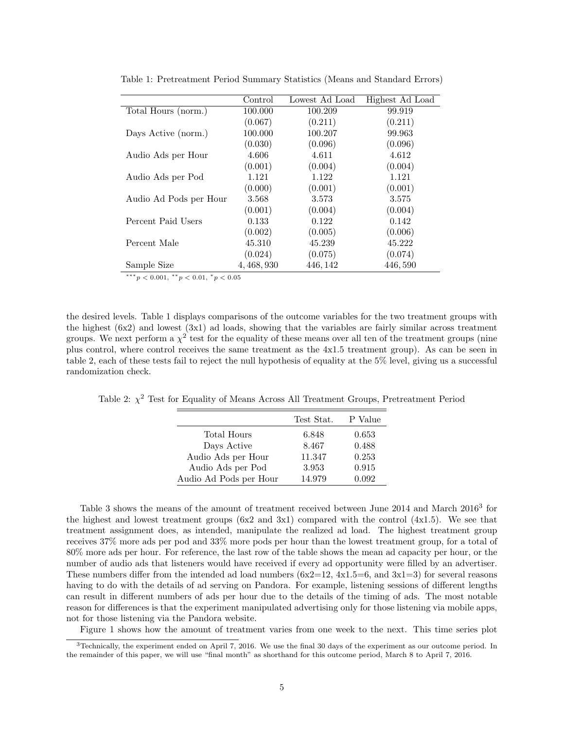Table 1: Pretreatment Period Summary Statistics (Means and Standard Errors)

| | Control | Lowest Ad Load | Highest Ad Load |
|---|---|---|---|
| Total Hours (norm.) | 100.000 | 100.209 | 99.919 |
| | (0.067) | (0.211) | (0.211) |
| Days Active (norm.) | 100.000 | 100.207 | 99.963 |
| | (0.030) | (0.096) | (0.096) |
| Audio Ads per Hour | 4.606 | 4.611 | 4.612 |
| | (0.001) | (0.004) | (0.004) |
| Audio Ads per Pod | 1.121 | 1.122 | 1.121 |
| | (0.000) | (0.001) | (0.001) |
| Audio Ad Pods per Hour | 3.568 | 3.573 | 3.575 |
| | (0.001) | (0.004) | (0.004) |
| Percent Paid Users | 0.133 | 0.122 | 0.142 |
| | (0.002) | (0.005) | (0.006) |
| Percent Male | 45.310 | 45.239 | 45.222 |
| | (0.024) | (0.075) | (0.074) |
| Sample Size | 4,468,930 | 446,142 | 446,590 |

$^{***}p < 0.001$, $^{**}p < 0.01$, $^{*}p < 0.05$

the desired levels. Table 1 displays comparisons of the outcome variables for the two treatment groups with the highest (6x2) and lowest (3x1) ad loads, showing that the variables are fairly similar across treatment groups. We next perform a $\chi^2$ test for the equality of these means over all ten of the treatment groups (nine plus control, where control receives the same treatment as the 4x1.5 treatment group). As can be seen in table 2, each of these tests fail to reject the null hypothesis of equality at the 5% level, giving us a successful randomization check.

Table 2: $\chi^2$ Test for Equality of Means Across All Treatment Groups, Pretreatment Period

| | Test Stat. | P Value |
|---|---|---|
| Total Hours | 6.848 | 0.653 |
| Days Active | 8.467 | 0.488 |
| Audio Ads per Hour | 11.347 | 0.253 |
| Audio Ads per Pod | 3.953 | 0.915 |
| Audio Ad Pods per Hour | 14.979 | 0.092 |

Table 3 shows the means of the amount of treatment received between June 2014 and March 2016[3] for the highest and lowest treatment groups (6x2 and 3x1) compared with the control (4x1.5). We see that treatment assignment does, as intended, manipulate the realized ad load. The highest treatment group receives 37% more ads per pod and 33% more pods per hour than the lowest treatment group, for a total of 80% more ads per hour. For reference, the last row of the table shows the mean ad capacity per hour, or the number of audio ads that listeners would have received if every ad opportunity were filled by an advertiser. These numbers differ from the intended ad load numbers (6x2=12, 4x1.5=6, and 3x1=3) for several reasons having to do with the details of ad serving on Pandora. For example, listening sessions of different lengths can result in different numbers of ads per hour due to the details of the timing of ads. The most notable reason for differences is that the experiment manipulated advertising only for those listening via mobile apps, not for those listening via the Pandora website.

Figure 1 shows how the amount of treatment varies from one week to the next. This time series plot

[3] Technically, the experiment ended on April 7, 2016. We use the final 30 days of the experiment as our outcome period. In the remainder of this paper, we will use "final month" as shorthand for this outcome period, March 8 to April 7, 2016.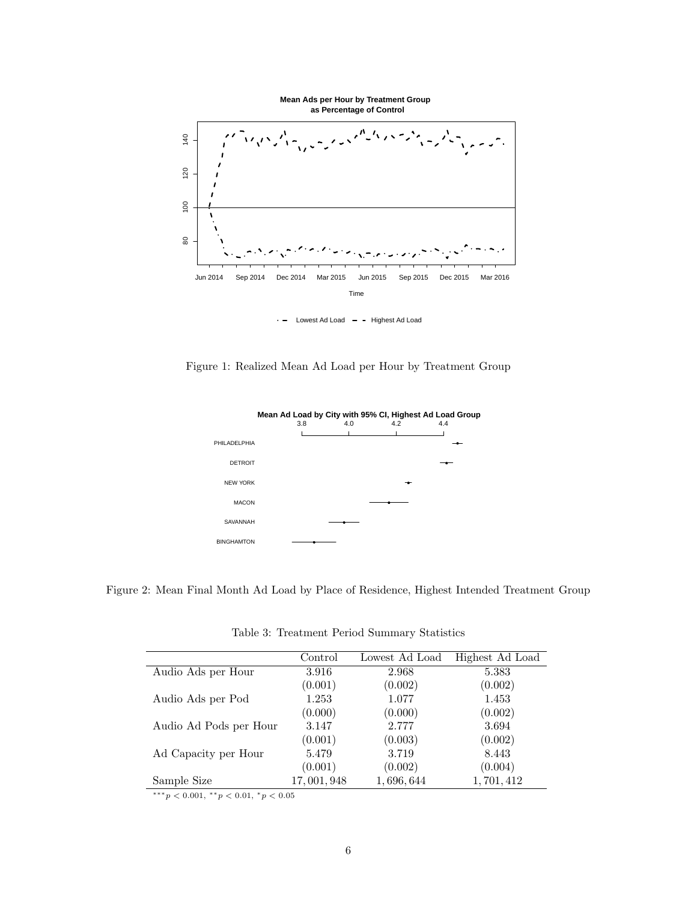Figure 1: Realized Mean Ad Load per Hour by Treatment Group

Figure 2: Mean Final Month Ad Load by Place of Residence, Highest Intended Treatment Group

Table 3: Treatment Period Summary Statistics

| | Control | Lowest Ad Load | Highest Ad Load |
|---|---|---|---|
| Audio Ads per Hour | 3.916 | 2.968 | 5.383 |
| | (0.001) | (0.002) | (0.002) |
| Audio Ads per Pod | 1.253 | 1.077 | 1.453 |
| | (0.000) | (0.000) | (0.002) |
| Audio Ad Pods per Hour | 3.147 | 2.777 | 3.694 |
| | (0.001) | (0.003) | (0.002) |
| Ad Capacity per Hour | 5.479 | 3.719 | 8.443 |
| | (0.001) | (0.002) | (0.004) |
| Sample Size | 17,001,948 | 1,696,644 | 1,701,412 |

$^{***}p < 0.001$, $^{**}p < 0.01$, $^{*}p < 0.05$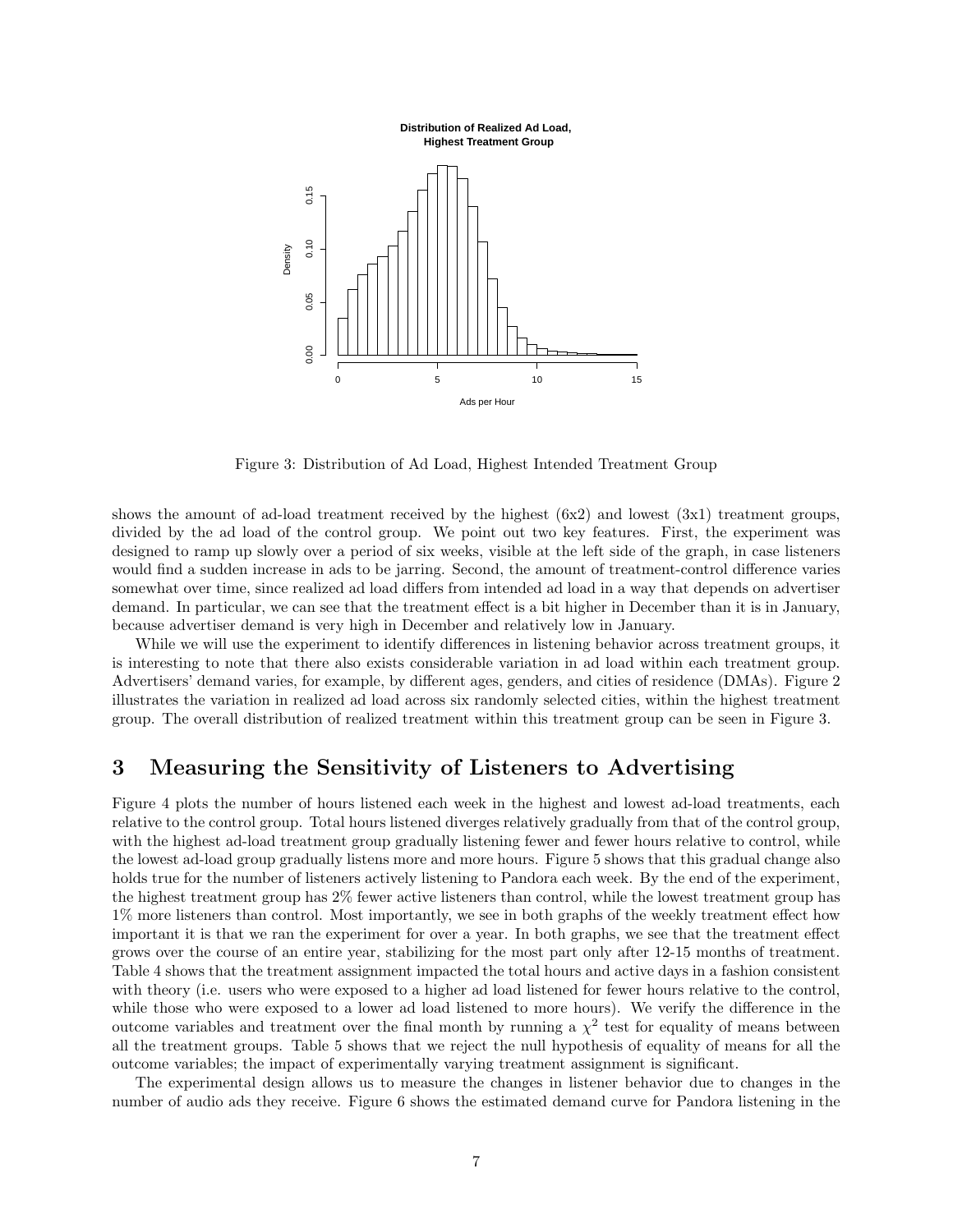Figure 3: Distribution of Ad Load, Highest Intended Treatment Group

shows the amount of ad-load treatment received by the highest (6x2) and lowest (3x1) treatment groups, divided by the ad load of the control group. We point out two key features. First, the experiment was designed to ramp up slowly over a period of six weeks, visible at the left side of the graph, in case listeners would find a sudden increase in ads to be jarring. Second, the amount of treatment-control difference varies somewhat over time, since realized ad load differs from intended ad load in a way that depends on advertiser demand. In particular, we can see that the treatment effect is a bit higher in December than it is in January, because advertiser demand is very high in December and relatively low in January.

While we will use the experiment to identify differences in listening behavior across treatment groups, it is interesting to note that there also exists considerable variation in ad load within each treatment group. Advertisers' demand varies, for example, by different ages, genders, and cities of residence (DMAs). Figure 2 illustrates the variation in realized ad load across six randomly selected cities, within the highest treatment group. The overall distribution of realized treatment within this treatment group can be seen in Figure 3.

# 3 Measuring the Sensitivity of Listeners to Advertising

Figure 4 plots the number of hours listened each week in the highest and lowest ad-load treatments, each relative to the control group. Total hours listened diverges relatively gradually from that of the control group, with the highest ad-load treatment group gradually listening fewer and fewer hours relative to control, while the lowest ad-load group gradually listens more and more hours. Figure 5 shows that this gradual change also holds true for the number of listeners actively listening to Pandora each week. By the end of the experiment, the highest treatment group has 2% fewer active listeners than control, while the lowest treatment group has 1% more listeners than control. Most importantly, we see in both graphs of the weekly treatment effect how important it is that we ran the experiment for over a year. In both graphs, we see that the treatment effect grows over the course of an entire year, stabilizing for the most part only after 12-15 months of treatment. Table 4 shows that the treatment assignment impacted the total hours and active days in a fashion consistent with theory (i.e. users who were exposed to a higher ad load listened for fewer hours relative to the control, while those who were exposed to a lower ad load listened to more hours). We verify the difference in the outcome variables and treatment over the final month by running a $\chi^2$ test for equality of means between all the treatment groups. Table 5 shows that we reject the null hypothesis of equality of means for all the outcome variables; the impact of experimentally varying treatment assignment is significant.

The experimental design allows us to measure the changes in listener behavior due to changes in the number of audio ads they receive. Figure 6 shows the estimated demand curve for Pandora listening in the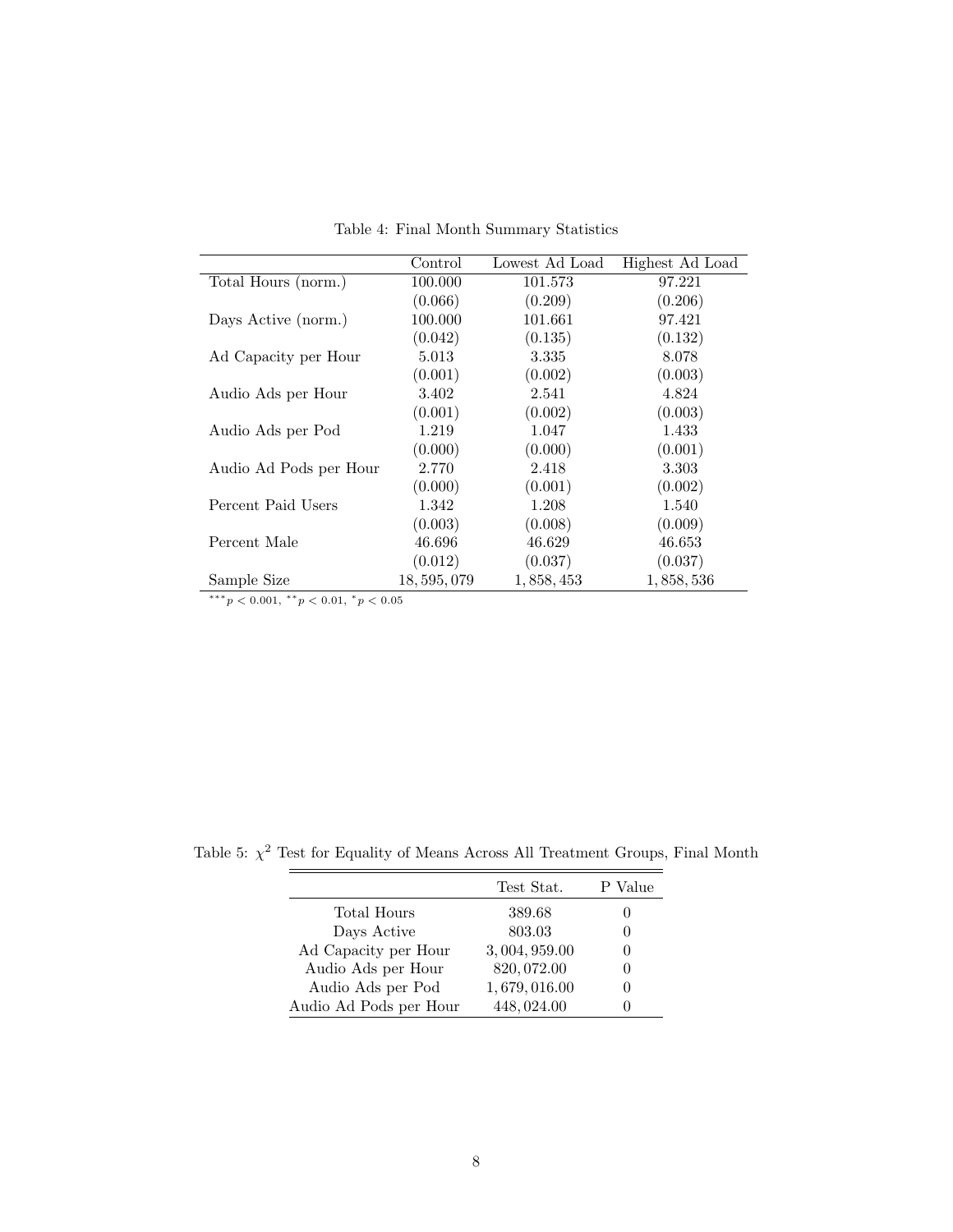Table 4: Final Month Summary Statistics

| | Control | Lowest Ad Load | Highest Ad Load |
|---|---|---|---|
| Total Hours (norm.) | 100.000 | 101.573 | 97.221 |
| | (0.066) | (0.209) | (0.206) |
| Days Active (norm.) | 100.000 | 101.661 | 97.421 |
| | (0.042) | (0.135) | (0.132) |
| Ad Capacity per Hour | 5.013 | 3.335 | 8.078 |
| | (0.001) | (0.002) | (0.003) |
| Audio Ads per Hour | 3.402 | 2.541 | 4.824 |
| | (0.001) | (0.002) | (0.003) |
| Audio Ads per Pod | 1.219 | 1.047 | 1.433 |
| | (0.000) | (0.000) | (0.001) |
| Audio Ad Pods per Hour | 2.770 | 2.418 | 3.303 |
| | (0.000) | (0.001) | (0.002) |
| Percent Paid Users | 1.342 | 1.208 | 1.540 |
| | (0.003) | (0.008) | (0.009) |
| Percent Male | 46.696 | 46.629 | 46.653 |
| | (0.012) | (0.037) | (0.037) |
| Sample Size | 18,595,079 | 1,858,453 | 1,858,536 |

$^{***}p < 0.001$, $^{**}p < 0.01$, $^{*}p < 0.05$

Table 5: $\chi^2$ Test for Equality of Means Across All Treatment Groups, Final Month

| | Test Stat. | P Value |
|---|---|---|
| Total Hours | 389.68 | 0 |
| Days Active | 803.03 | 0 |
| Ad Capacity per Hour | 3,004,959.00 | 0 |
| Audio Ads per Hour | 820,072.00 | 0 |
| Audio Ads per Pod | 1,679,016.00 | 0 |
| Audio Ad Pods per Hour | 448,024.00 | 0 |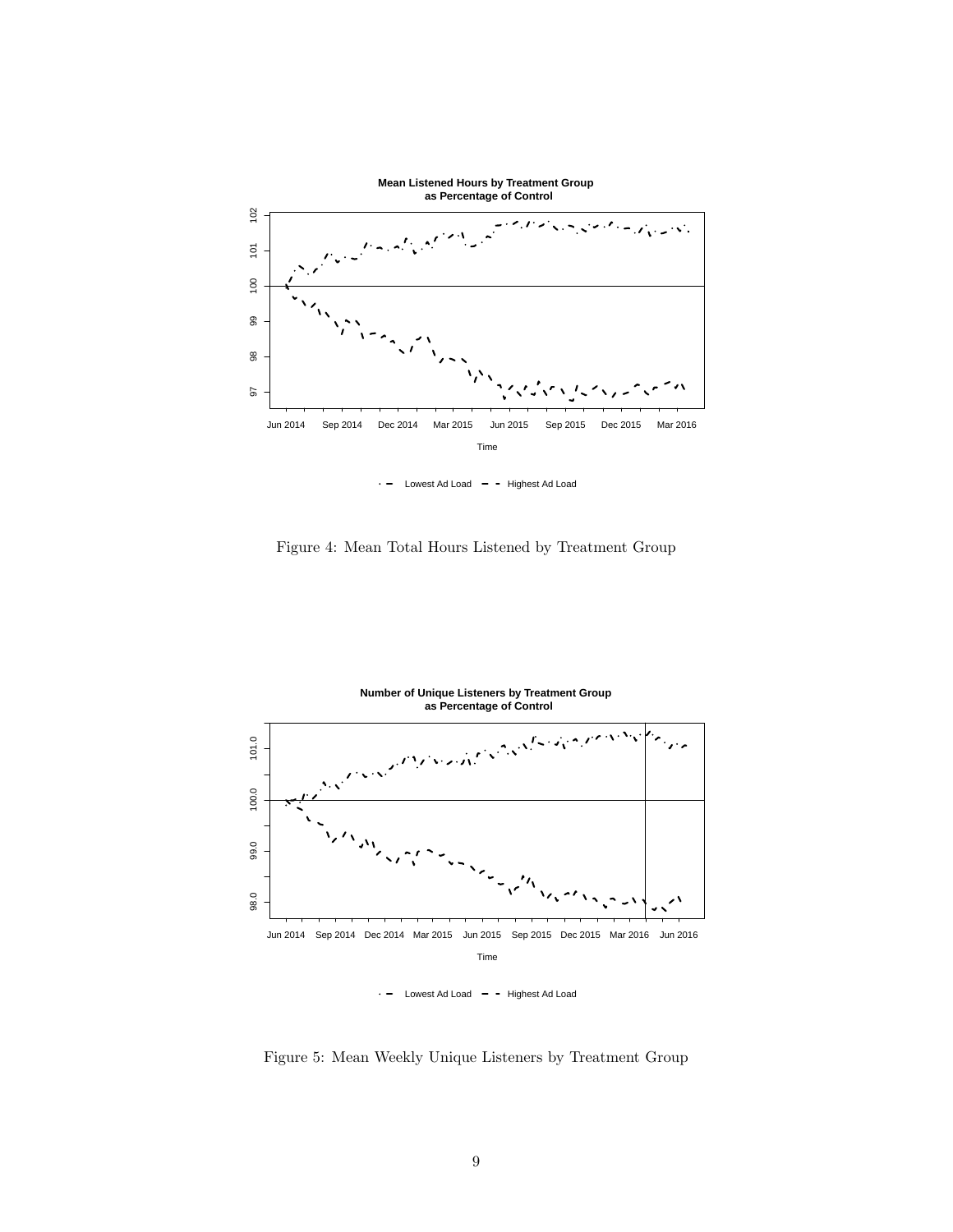Figure 4: Mean Total Hours Listened by Treatment Group

Figure 5: Mean Weekly Unique Listeners by Treatment Group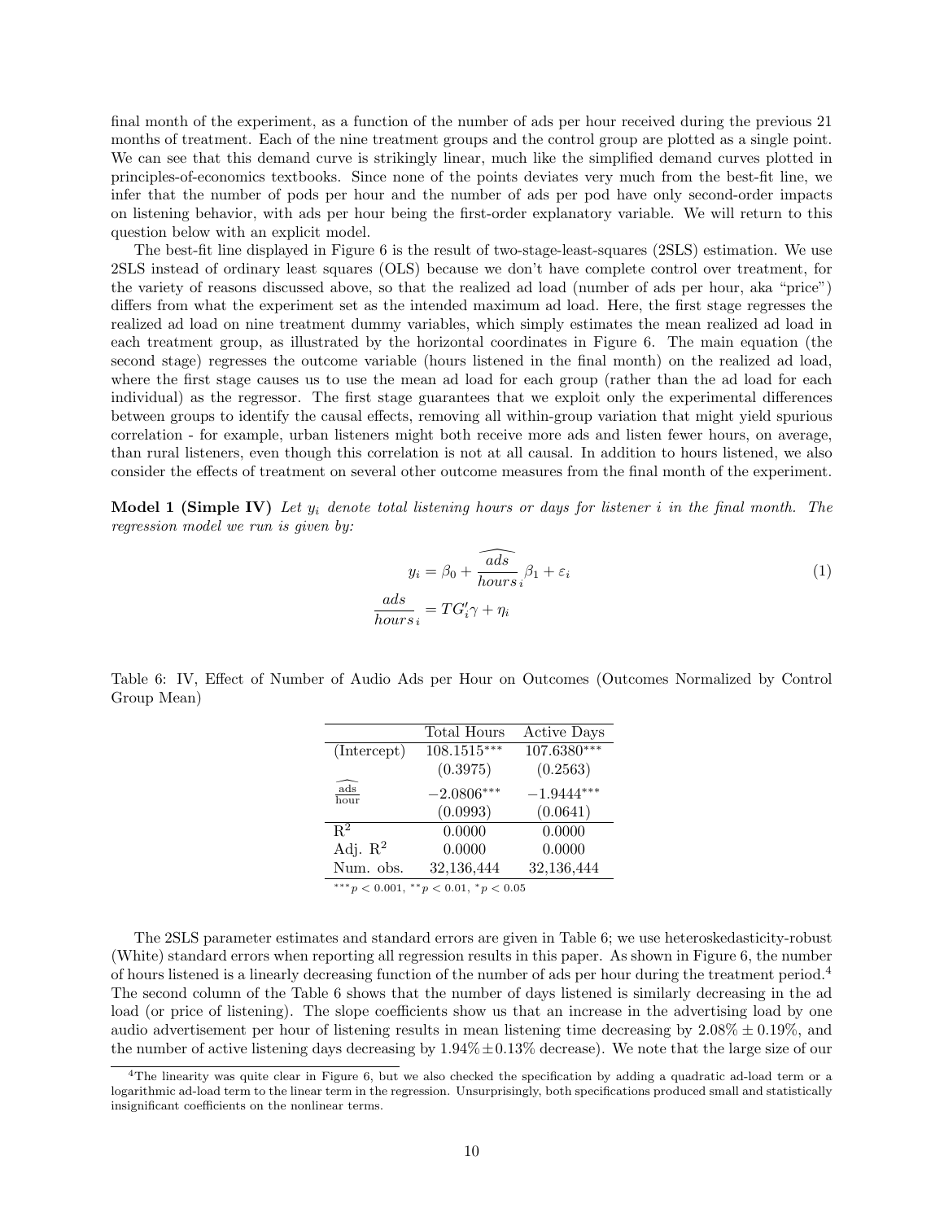final month of the experiment, as a function of the number of ads per hour received during the previous 21 months of treatment. Each of the nine treatment groups and the control group are plotted as a single point. We can see that this demand curve is strikingly linear, much like the simplified demand curves plotted in principles-of-economics textbooks. Since none of the points deviates very much from the best-fit line, we infer that the number of pods per hour and the number of ads per pod have only second-order impacts on listening behavior, with ads per hour being the first-order explanatory variable. We will return to this question below with an explicit model.

The best-fit line displayed in Figure 6 is the result of two-stage-least-squares (2SLS) estimation. We use 2SLS instead of ordinary least squares (OLS) because we don't have complete control over treatment, for the variety of reasons discussed above, so that the realized ad load (number of ads per hour, aka "price") differs from what the experiment set as the intended maximum ad load. Here, the first stage regresses the realized ad load on nine treatment dummy variables, which simply estimates the mean realized ad load in each treatment group, as illustrated by the horizontal coordinates in Figure 6. The main equation (the second stage) regresses the outcome variable (hours listened in the final month) on the realized ad load, where the first stage causes us to use the mean ad load for each group (rather than the ad load for each individual) as the regressor. The first stage guarantees that we exploit only the experimental differences between groups to identify the causal effects, removing all within-group variation that might yield spurious correlation - for example, urban listeners might both receive more ads and listen fewer hours, on average, than rural listeners, even though this correlation is not at all causal. In addition to hours listened, we also consider the effects of treatment on several other outcome measures from the final month of the experiment.

**Model 1 (Simple IV)** *Let $y_i$ denote total listening hours or days for listener i in the final month. The regression model we run is given by:*

$$
\begin{aligned}
y_i &= \beta_0 + \widehat{\frac{ads}{hours}}_i \beta_1 + \varepsilon_i \\
\frac{ads}{hours}_i &= TG_i' \gamma + \eta_i
\end{aligned}
\tag{1}
$$

Table 6: IV, Effect of Number of Audio Ads per Hour on Outcomes (Outcomes Normalized by Control Group Mean)

| | Total Hours | Active Days |
|---|---|---|
| (Intercept) | $108.1515^{***}$ | $107.6380^{***}$ |
| | (0.3975) | (0.2563) |
| $\widehat{\frac{\text{ads}}{\text{hour}}}$ | $-2.0806^{***}$ | $-1.9444^{***}$ |
| | (0.0993) | (0.0641) |
| $R^2$ | 0.0000 | 0.0000 |
| Adj. $R^2$ | 0.0000 | 0.0000 |
| Num. obs. | 32,136,444 | 32,136,444 |

$^{***}p < 0.001$, $^{**}p < 0.01$, $^{*}p < 0.05$

The 2SLS parameter estimates and standard errors are given in Table 6; we use heteroskedasticity-robust (White) standard errors when reporting all regression results in this paper. As shown in Figure 6, the number of hours listened is a linearly decreasing function of the number of ads per hour during the treatment period.[4] The second column of the Table 6 shows that the number of days listened is similarly decreasing in the ad load (or price of listening). The slope coefficients show us that an increase in the advertising load by one audio advertisement per hour of listening results in mean listening time decreasing by $2.08\% \pm 0.19\%$, and the number of active listening days decreasing by $1.94\% \pm 0.13\%$ decrease). We note that the large size of our

[4] The linearity was quite clear in Figure 6, but we also checked the specification by adding a quadratic ad-load term or a logarithmic ad-load term to the linear term in the regression. Unsurprisingly, both specifications produced small and statistically insignificant coefficients on the nonlinear terms.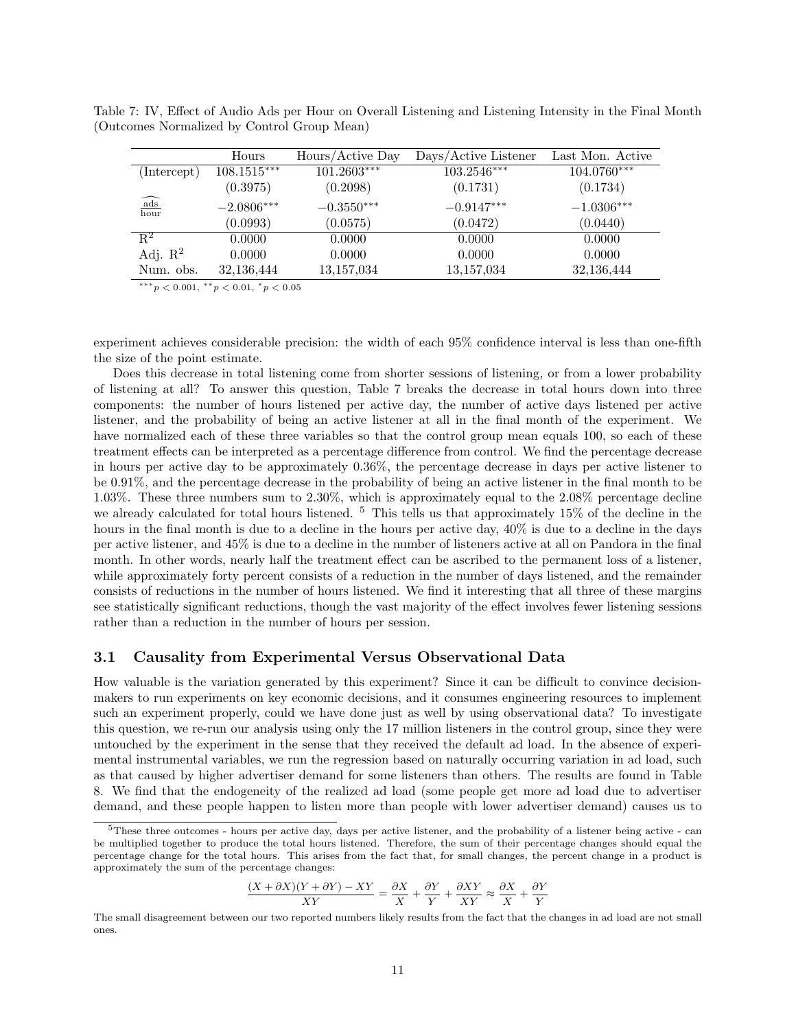Table 7: IV, Effect of Audio Ads per Hour on Overall Listening and Listening Intensity in the Final Month (Outcomes Normalized by Control Group Mean)

| | Hours | Hours/Active Day | Days/Active Listener | Last Mon. Active |
|---|---|---|---|---|
| (Intercept) | $108.1515^{***}$ | $101.2603^{***}$ | $103.2546^{***}$ | $104.0760^{***}$ |
| | (0.3975) | (0.2098) | (0.1731) | (0.1734) |
| $\widehat{\frac{\text{ads}}{\text{hour}}}$ | $-2.0806^{***}$ | $-0.3550^{***}$ | $-0.9147^{***}$ | $-1.0306^{***}$ |
| | (0.0993) | (0.0575) | (0.0472) | (0.0440) |
| $R^2$ | 0.0000 | 0.0000 | 0.0000 | 0.0000 |
| Adj. $R^2$ | 0.0000 | 0.0000 | 0.0000 | 0.0000 |
| Num. obs. | 32,136,444 | 13,157,034 | 13,157,034 | 32,136,444 |

$^{***}p < 0.001$, $^{**}p < 0.01$, $^{*}p < 0.05$

experiment achieves considerable precision: the width of each 95% confidence interval is less than one-fifth the size of the point estimate.

Does this decrease in total listening come from shorter sessions of listening, or from a lower probability of listening at all? To answer this question, Table 7 breaks the decrease in total hours down into three components: the number of hours listened per active day, the number of active days listened per active listener, and the probability of being an active listener at all in the final month of the experiment. We have normalized each of these three variables so that the control group mean equals 100, so each of these treatment effects can be interpreted as a percentage difference from control. We find the percentage decrease in hours per active day to be approximately 0.36%, the percentage decrease in days per active listener to be 0.91%, and the percentage decrease in the probability of being an active listener in the final month to be 1.03%. These three numbers sum to 2.30%, which is approximately equal to the 2.08% percentage decline we already calculated for total hours listened. [5] This tells us that approximately 15% of the decline in the hours in the final month is due to a decline in the hours per active day, 40% is due to a decline in the days per active listener, and 45% is due to a decline in the number of listeners active at all on Pandora in the final month. In other words, nearly half the treatment effect can be ascribed to the permanent loss of a listener, while approximately forty percent consists of a reduction in the number of days listened, and the remainder consists of reductions in the number of hours listened. We find it interesting that all three of these margins see statistically significant reductions, though the vast majority of the effect involves fewer listening sessions rather than a reduction in the number of hours per session.

## 3.1 Causality from Experimental Versus Observational Data

How valuable is the variation generated by this experiment? Since it can be difficult to convince decision-makers to run experiments on key economic decisions, and it consumes engineering resources to implement such an experiment properly, could we have done just as well by using observational data? To investigate this question, we re-run our analysis using only the 17 million listeners in the control group, since they were untouched by the experiment in the sense that they received the default ad load. In the absence of experimental instrumental variables, we run the regression based on naturally occurring variation in ad load, such as that caused by higher advertiser demand for some listeners than others. The results are found in Table 8. We find that the endogeneity of the realized ad load (some people get more ad load due to advertiser demand, and these people happen to listen more than people with lower advertiser demand) causes us to

[5] These three outcomes - hours per active day, days per active listener, and the probability of a listener being active - can be multiplied together to produce the total hours listened. Therefore, the sum of their percentage changes should equal the percentage change for the total hours. This arises from the fact that, for small changes, the percent change in a product is approximately the sum of the percentage changes:

$$\frac{(X + \partial X)(Y + \partial Y) - XY}{XY} = \frac{\partial X}{X} + \frac{\partial Y}{Y} + \frac{\partial XY}{XY} \approx \frac{\partial X}{X} + \frac{\partial Y}{Y}$$

The small disagreement between our two reported numbers likely results from the fact that the changes in ad load are not small ones.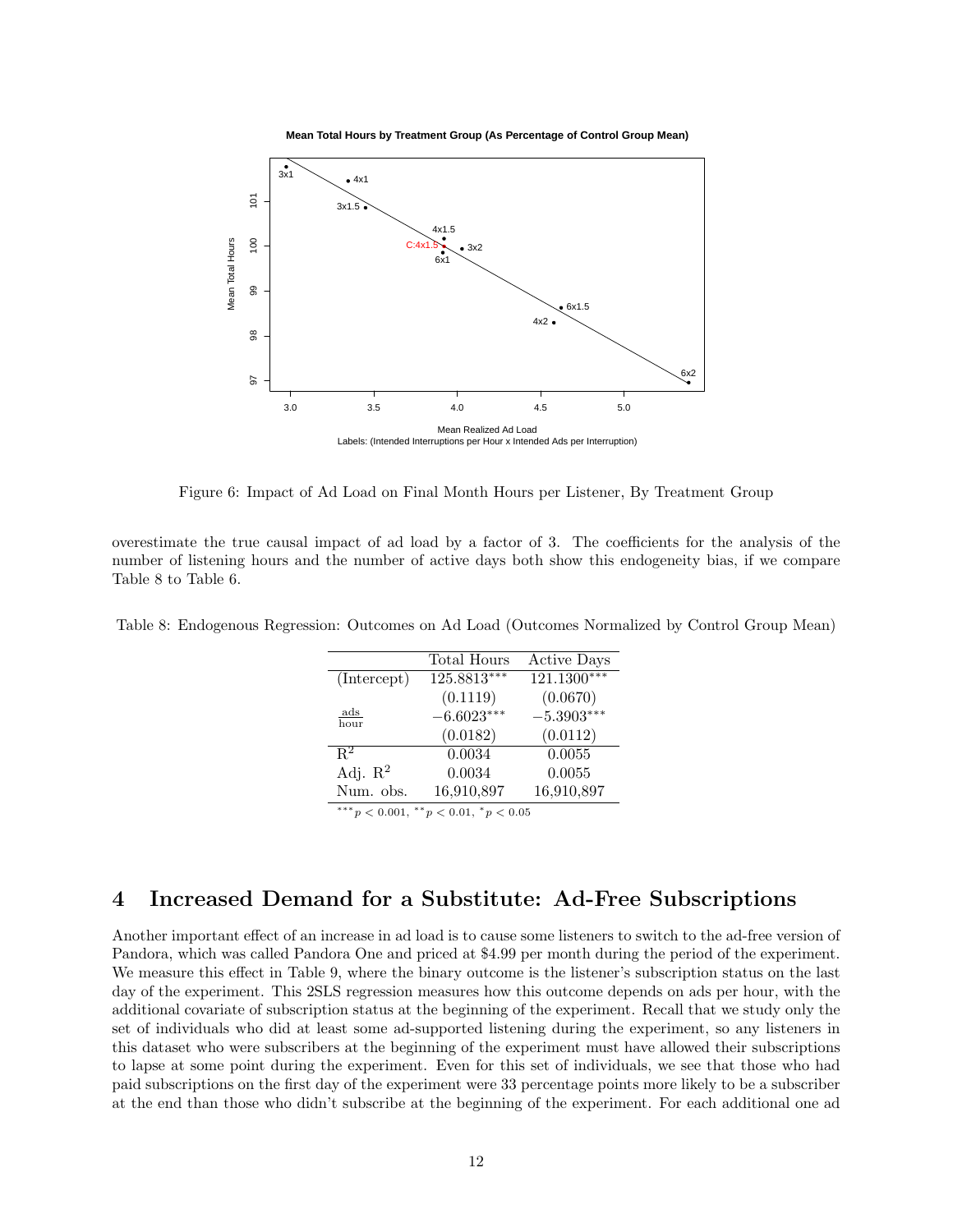Figure 6: Impact of Ad Load on Final Month Hours per Listener, By Treatment Group

overestimate the true causal impact of ad load by a factor of 3. The coefficients for the analysis of the number of listening hours and the number of active days both show this endogeneity bias, if we compare Table 8 to Table 6.

Table 8: Endogenous Regression: Outcomes on Ad Load (Outcomes Normalized by Control Group Mean)

| | Total Hours | Active Days |
|---|---|---|
| (Intercept) | $125.8813^{***}$ | $121.1300^{***}$ |
| | (0.1119) | (0.0670) |
| $\frac{\text{ads}}{\text{hour}}$ | $-6.6023^{***}$ | $-5.3903^{***}$ |
| | (0.0182) | (0.0112) |
| $R^2$ | 0.0034 | 0.0055 |
| Adj. $R^2$ | 0.0034 | 0.0055 |
| Num. obs. | 16,910,897 | 16,910,897 |

$^{***}p < 0.001$, $^{**}p < 0.01$, $^{*}p < 0.05$

## 4 Increased Demand for a Substitute: Ad-Free Subscriptions

Another important effect of an increase in ad load is to cause some listeners to switch to the ad-free version of Pandora, which was called Pandora One and priced at \$4.99 per month during the period of the experiment. We measure this effect in Table 9, where the binary outcome is the listener's subscription status on the last day of the experiment. This 2SLS regression measures how this outcome depends on ads per hour, with the additional covariate of subscription status at the beginning of the experiment. Recall that we study only the set of individuals who did at least some ad-supported listening during the experiment, so any listeners in this dataset who were subscribers at the beginning of the experiment must have allowed their subscriptions to lapse at some point during the experiment. Even for this set of individuals, we see that those who had paid subscriptions on the first day of the experiment were 33 percentage points more likely to be a subscriber at the end than those who didn't subscribe at the beginning of the experiment. For each additional one ad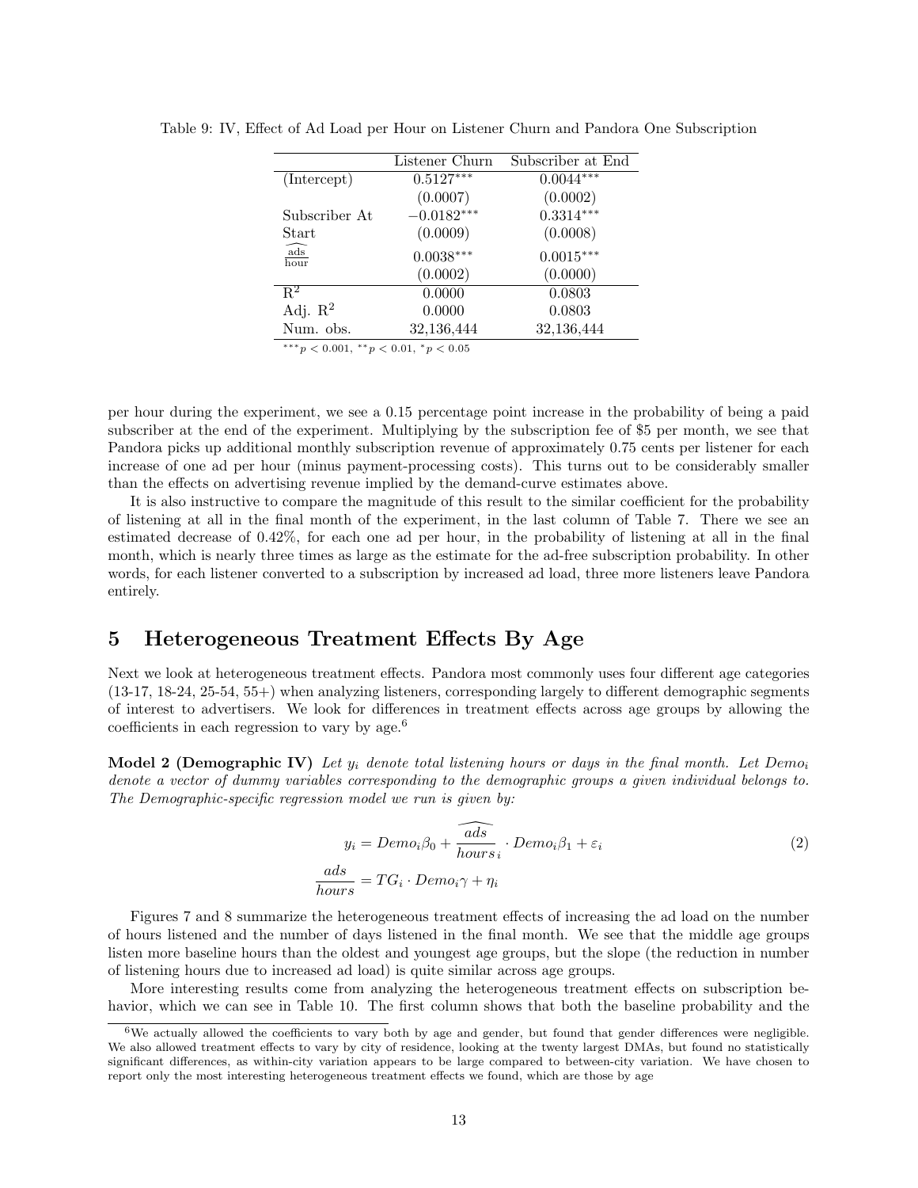Table 9: IV, Effect of Ad Load per Hour on Listener Churn and Pandora One Subscription

| | Listener Churn | Subscriber at End |
|---|---|---|
| (Intercept) | $0.5127^{***}$ | $0.0044^{***}$ |
| | (0.0007) | (0.0002) |
| Subscriber At Start | $-0.0182^{***}$ | $0.3314^{***}$ |
| | (0.0009) | (0.0008) |
| $\widehat{\frac{\text{ads}}{\text{hour}}}$ | $0.0038^{***}$ | $0.0015^{***}$ |
| | (0.0002) | (0.0000) |
| $R^2$ | 0.0000 | 0.0803 |
| Adj. $R^2$ | 0.0000 | 0.0803 |
| Num. obs. | 32,136,444 | 32,136,444 |

$^{***}p < 0.001$, $^{**}p < 0.01$, $^{*}p < 0.05$

per hour during the experiment, we see a 0.15 percentage point increase in the probability of being a paid subscriber at the end of the experiment. Multiplying by the subscription fee of $5 per month, we see that Pandora picks up additional monthly subscription revenue of approximately 0.75 cents per listener for each increase of one ad per hour (minus payment-processing costs). This turns out to be considerably smaller than the effects on advertising revenue implied by the demand-curve estimates above.

It is also instructive to compare the magnitude of this result to the similar coefficient for the probability of listening at all in the final month of the experiment, in the last column of Table 7. There we see an estimated decrease of 0.42%, for each one ad per hour, in the probability of listening at all in the final month, which is nearly three times as large as the estimate for the ad-free subscription probability. In other words, for each listener converted to a subscription by increased ad load, three more listeners leave Pandora entirely.

# 5 Heterogeneous Treatment Effects By Age

Next we look at heterogeneous treatment effects. Pandora most commonly uses four different age categories (13-17, 18-24, 25-54, 55+) when analyzing listeners, corresponding largely to different demographic segments of interest to advertisers. We look for differences in treatment effects across age groups by allowing the coefficients in each regression to vary by age.[6]

**Model 2 (Demographic IV)** *Let $y_i$ denote total listening hours or days in the final month. Let $Demo_i$ denote a vector of dummy variables corresponding to the demographic groups a given individual belongs to. The Demographic-specific regression model we run is given by:*

$$y_i = Demo_i\beta_0 + \widehat{\frac{ads}{hours}}_i \cdot Demo_i\beta_1 + \varepsilon_i \tag{2}$$

$$\frac{ads}{hours} = TG_i \cdot Demo_i\gamma + \eta_i$$

Figures 7 and 8 summarize the heterogeneous treatment effects of increasing the ad load on the number of hours listened and the number of days listened in the final month. We see that the middle age groups listen more baseline hours than the oldest and youngest age groups, but the slope (the reduction in number of listening hours due to increased ad load) is quite similar across age groups.

More interesting results come from analyzing the heterogeneous treatment effects on subscription behavior, which we can see in Table 10. The first column shows that both the baseline probability and the

[6] We actually allowed the coefficients to vary both by age and gender, but found that gender differences were negligible. We also allowed treatment effects to vary by city of residence, looking at the twenty largest DMAs, but found no statistically significant differences, as within-city variation appears to be large compared to between-city variation. We have chosen to report only the most interesting heterogeneous treatment effects we found, which are those by age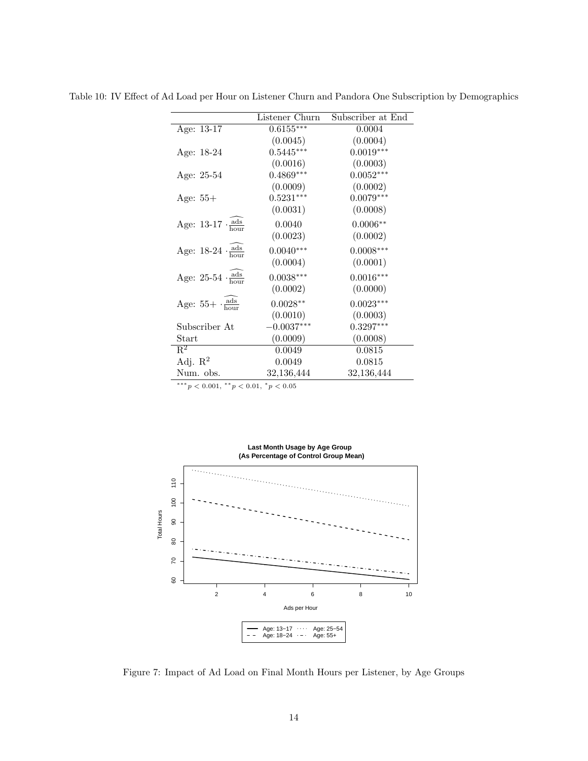Table 10: IV Effect of Ad Load per Hour on Listener Churn and Pandora One Subscription by Demographics

| | Listener Churn | Subscriber at End |
|---|---|---|
| Age: 13-17 | $0.6155^{***}$ | 0.0004 |
| | (0.0045) | (0.0004) |
| Age: 18-24 | $0.5445^{***}$ | $0.0019^{***}$ |
| | (0.0016) | (0.0003) |
| Age: 25-54 | $0.4869^{***}$ | $0.0052^{***}$ |
| | (0.0009) | (0.0002) |
| Age: 55+ | $0.5231^{***}$ | $0.0079^{***}$ |
| | (0.0031) | (0.0008) |
| Age: 13-17 $\cdot \widehat{\frac{\text{ads}}{\text{hour}}}$ | 0.0040 | $0.0006^{**}$ |
| | (0.0023) | (0.0002) |
| Age: 18-24 $\cdot \widehat{\frac{\text{ads}}{\text{hour}}}$ | $0.0040^{***}$ | $0.0008^{***}$ |
| | (0.0004) | (0.0001) |
| Age: 25-54 $\cdot \widehat{\frac{\text{ads}}{\text{hour}}}$ | $0.0038^{***}$ | $0.0016^{***}$ |
| | (0.0002) | (0.0000) |
| Age: 55+ $\cdot \widehat{\frac{\text{ads}}{\text{hour}}}$ | $0.0028^{**}$ | $0.0023^{***}$ |
| | (0.0010) | (0.0003) |
| Subscriber At Start | $-0.0037^{***}$ | $0.3297^{***}$ |
| | (0.0009) | (0.0008) |
| $R^2$ | 0.0049 | 0.0815 |
| Adj. $R^2$ | 0.0049 | 0.0815 |
| Num. obs. | 32,136,444 | 32,136,444 |

$^{***}p < 0.001$, $^{**}p < 0.01$, $^{*}p < 0.05$

Figure 7: Impact of Ad Load on Final Month Hours per Listener, by Age Groups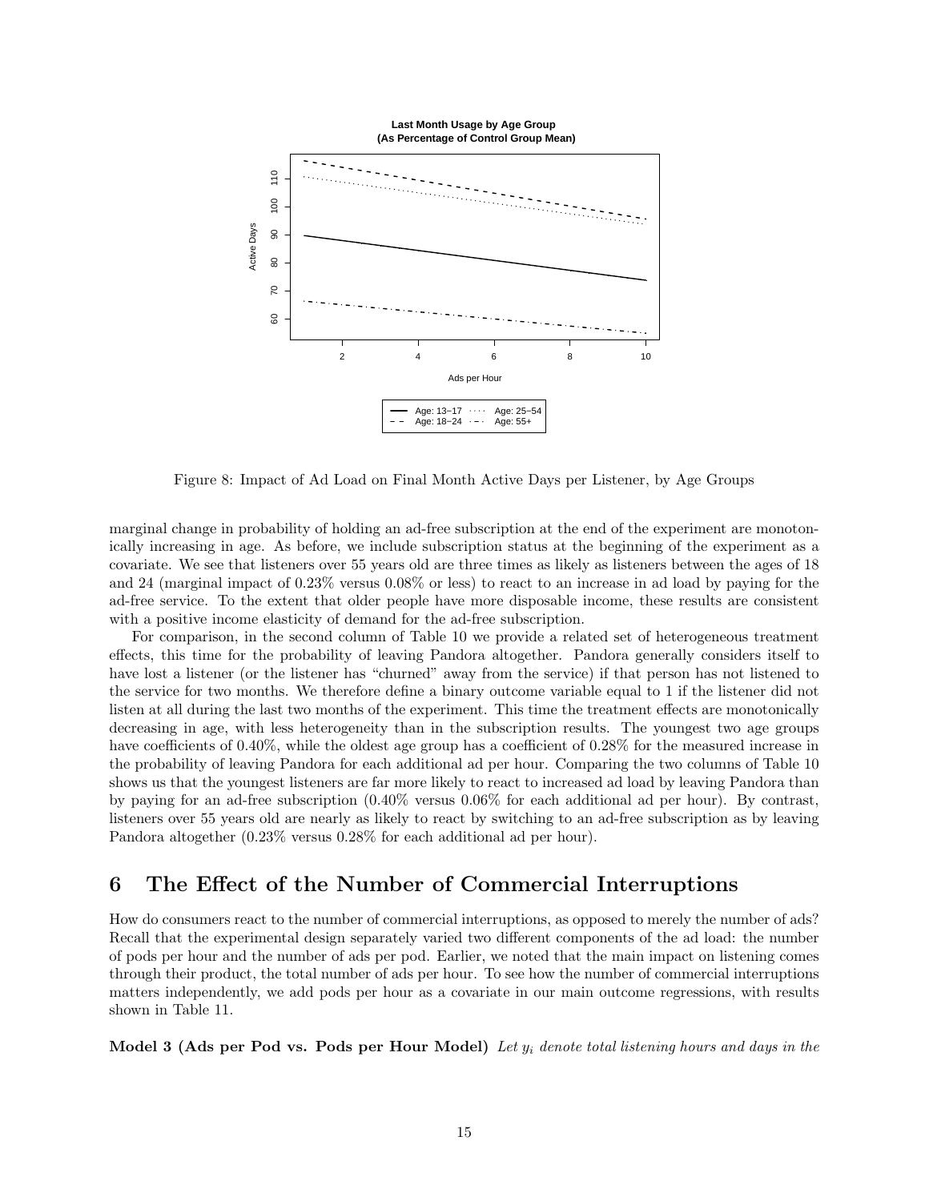Figure 8: Impact of Ad Load on Final Month Active Days per Listener, by Age Groups

marginal change in probability of holding an ad-free subscription at the end of the experiment are monotonically increasing in age. As before, we include subscription status at the beginning of the experiment as a covariate. We see that listeners over 55 years old are three times as likely as listeners between the ages of 18 and 24 (marginal impact of 0.23% versus 0.08% or less) to react to an increase in ad load by paying for the ad-free service. To the extent that older people have more disposable income, these results are consistent with a positive income elasticity of demand for the ad-free subscription.

For comparison, in the second column of Table 10 we provide a related set of heterogeneous treatment effects, this time for the probability of leaving Pandora altogether. Pandora generally considers itself to have lost a listener (or the listener has "churned" away from the service) if that person has not listened to the service for two months. We therefore define a binary outcome variable equal to 1 if the listener did not listen at all during the last two months of the experiment. This time the treatment effects are monotonically decreasing in age, with less heterogeneity than in the subscription results. The youngest two age groups have coefficients of 0.40%, while the oldest age group has a coefficient of 0.28% for the measured increase in the probability of leaving Pandora for each additional ad per hour. Comparing the two columns of Table 10 shows us that the youngest listeners are far more likely to react to increased ad load by leaving Pandora than by paying for an ad-free subscription (0.40% versus 0.06% for each additional ad per hour). By contrast, listeners over 55 years old are nearly as likely to react by switching to an ad-free subscription as by leaving Pandora altogether (0.23% versus 0.28% for each additional ad per hour).

## 6 The Effect of the Number of Commercial Interruptions

How do consumers react to the number of commercial interruptions, as opposed to merely the number of ads? Recall that the experimental design separately varied two different components of the ad load: the number of pods per hour and the number of ads per pod. Earlier, we noted that the main impact on listening comes through their product, the total number of ads per hour. To see how the number of commercial interruptions matters independently, we add pods per hour as a covariate in our main outcome regressions, with results shown in Table 11.

**Model 3 (Ads per Pod vs. Pods per Hour Model)** *Let $y_i$ denote total listening hours and days in the*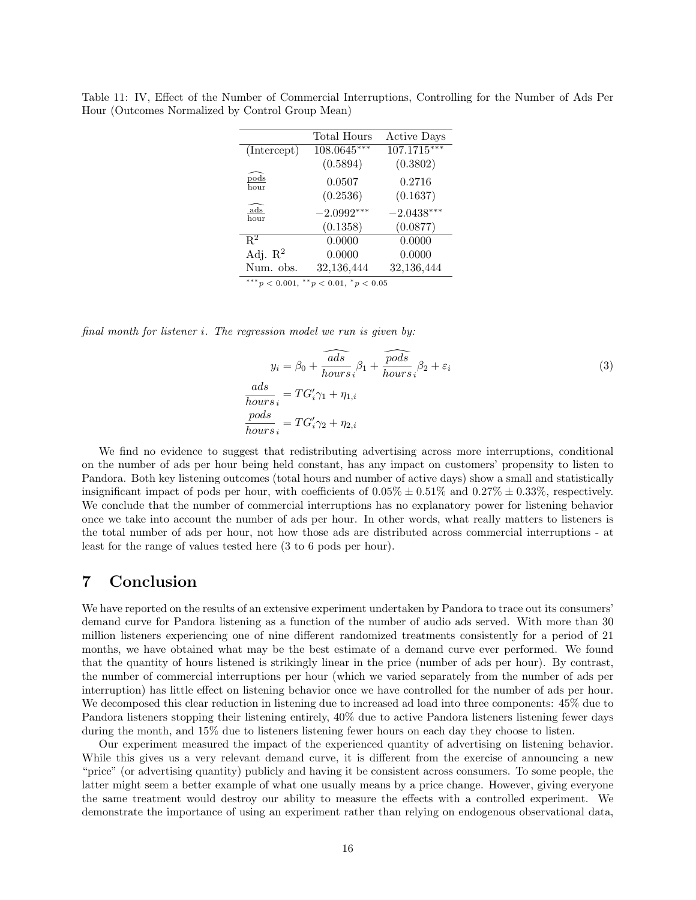Table 11: IV, Effect of the Number of Commercial Interruptions, Controlling for the Number of Ads Per Hour (Outcomes Normalized by Control Group Mean)

| | Total Hours | Active Days |
|---|---|---|
| (Intercept) | 108.0645*** | 107.1715*** |
| | (0.5894) | (0.3802) |
| $\widehat{\frac{\text{pods}}{\text{hour}}}$ | 0.0507 | 0.2716 |
| | (0.2536) | (0.1637) |
| $\widehat{\frac{\text{ads}}{\text{hour}}}$ | −2.0992*** | −2.0438*** |
| | (0.1358) | (0.0877) |
| $R^2$ | 0.0000 | 0.0000 |
| Adj. $R^2$ | 0.0000 | 0.0000 |
| Num. obs. | 32,136,444 | 32,136,444 |

$^{***}p < 0.001$, $^{**}p < 0.01$, $^{*}p < 0.05$

*final month for listener i. The regression model we run is given by:*

$$
\begin{aligned}
y_i &= \beta_0 + \widehat{\frac{ads}{hours}}_i \beta_1 + \widehat{\frac{pods}{hours}}_i \beta_2 + \varepsilon_i \\
\frac{ads}{hours}_i &= TG_i' \gamma_1 + \eta_{1,i} \\
\frac{pods}{hours}_i &= TG_i' \gamma_2 + \eta_{2,i}
\end{aligned}
\tag{3}
$$

We find no evidence to suggest that redistributing advertising across more interruptions, conditional on the number of ads per hour being held constant, has any impact on customers' propensity to listen to Pandora. Both key listening outcomes (total hours and number of active days) show a small and statistically insignificant impact of pods per hour, with coefficients of $0.05\% \pm 0.51\%$ and $0.27\% \pm 0.33\%$, respectively. We conclude that the number of commercial interruptions has no explanatory power for listening behavior once we take into account the number of ads per hour. In other words, what really matters to listeners is the total number of ads per hour, not how those ads are distributed across commercial interruptions - at least for the range of values tested here (3 to 6 pods per hour).

## 7 Conclusion

We have reported on the results of an extensive experiment undertaken by Pandora to trace out its consumers' demand curve for Pandora listening as a function of the number of audio ads served. With more than 30 million listeners experiencing one of nine different randomized treatments consistently for a period of 21 months, we have obtained what may be the best estimate of a demand curve ever performed. We found that the quantity of hours listened is strikingly linear in the price (number of ads per hour). By contrast, the number of commercial interruptions per hour (which we varied separately from the number of ads per interruption) has little effect on listening behavior once we have controlled for the number of ads per hour. We decomposed this clear reduction in listening due to increased ad load into three components: 45% due to Pandora listeners stopping their listening entirely, 40% due to active Pandora listeners listening fewer days during the month, and 15% due to listeners listening fewer hours on each day they choose to listen.

Our experiment measured the impact of the experienced quantity of advertising on listening behavior. While this gives us a very relevant demand curve, it is different from the exercise of announcing a new "price" (or advertising quantity) publicly and having it be consistent across consumers. To some people, the latter might seem a better example of what one usually means by a price change. However, giving everyone the same treatment would destroy our ability to measure the effects with a controlled experiment. We demonstrate the importance of using an experiment rather than relying on endogenous observational data,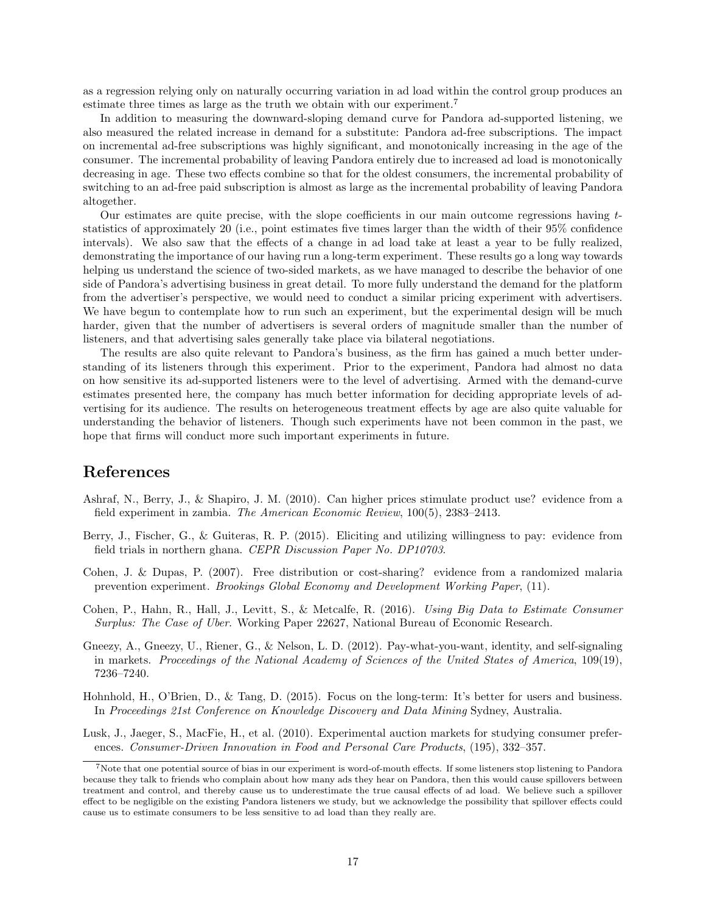as a regression relying only on naturally occurring variation in ad load within the control group produces an estimate three times as large as the truth we obtain with our experiment.[7]

In addition to measuring the downward-sloping demand curve for Pandora ad-supported listening, we also measured the related increase in demand for a substitute: Pandora ad-free subscriptions. The impact on incremental ad-free subscriptions was highly significant, and monotonically increasing in the age of the consumer. The incremental probability of leaving Pandora entirely due to increased ad load is monotonically decreasing in age. These two effects combine so that for the oldest consumers, the incremental probability of switching to an ad-free paid subscription is almost as large as the incremental probability of leaving Pandora altogether.

Our estimates are quite precise, with the slope coefficients in our main outcome regressions having $t$-statistics of approximately 20 (i.e., point estimates five times larger than the width of their 95% confidence intervals). We also saw that the effects of a change in ad load take at least a year to be fully realized, demonstrating the importance of our having run a long-term experiment. These results go a long way towards helping us understand the science of two-sided markets, as we have managed to describe the behavior of one side of Pandora's advertising business in great detail. To more fully understand the demand for the platform from the advertiser's perspective, we would need to conduct a similar pricing experiment with advertisers. We have begun to contemplate how to run such an experiment, but the experimental design will be much harder, given that the number of advertisers is several orders of magnitude smaller than the number of listeners, and that advertising sales generally take place via bilateral negotiations.

The results are also quite relevant to Pandora's business, as the firm has gained a much better understanding of its listeners through this experiment. Prior to the experiment, Pandora had almost no data on how sensitive its ad-supported listeners were to the level of advertising. Armed with the demand-curve estimates presented here, the company has much better information for deciding appropriate levels of advertising for its audience. The results on heterogeneous treatment effects by age are also quite valuable for understanding the behavior of listeners. Though such experiments have not been common in the past, we hope that firms will conduct more such important experiments in future.

# References

Ashraf, N., Berry, J., & Shapiro, J. M. (2010). Can higher prices stimulate product use? evidence from a field experiment in zambia. *The American Economic Review*, 100(5), 2383–2413.

Berry, J., Fischer, G., & Guiteras, R. P. (2015). Eliciting and utilizing willingness to pay: evidence from field trials in northern ghana. *CEPR Discussion Paper No. DP10703*.

Cohen, J. & Dupas, P. (2007). Free distribution or cost-sharing? evidence from a randomized malaria prevention experiment. *Brookings Global Economy and Development Working Paper*, (11).

Cohen, P., Hahn, R., Hall, J., Levitt, S., & Metcalfe, R. (2016). *Using Big Data to Estimate Consumer Surplus: The Case of Uber.* Working Paper 22627, National Bureau of Economic Research.

Gneezy, A., Gneezy, U., Riener, G., & Nelson, L. D. (2012). Pay-what-you-want, identity, and self-signaling in markets. *Proceedings of the National Academy of Sciences of the United States of America*, 109(19), 7236–7240.

Hohnhold, H., O'Brien, D., & Tang, D. (2015). Focus on the long-term: It's better for users and business. In *Proceedings 21st Conference on Knowledge Discovery and Data Mining* Sydney, Australia.

Lusk, J., Jaeger, S., MacFie, H., et al. (2010). Experimental auction markets for studying consumer preferences. *Consumer-Driven Innovation in Food and Personal Care Products*, (195), 332–357.

[7] Note that one potential source of bias in our experiment is word-of-mouth effects. If some listeners stop listening to Pandora because they talk to friends who complain about how many ads they hear on Pandora, then this would cause spillovers between treatment and control, and thereby cause us to underestimate the true causal effects of ad load. We believe such a spillover effect to be negligible on the existing Pandora listeners we study, but we acknowledge the possibility that spillover effects could cause us to estimate consumers to be less sensitive to ad load than they really are.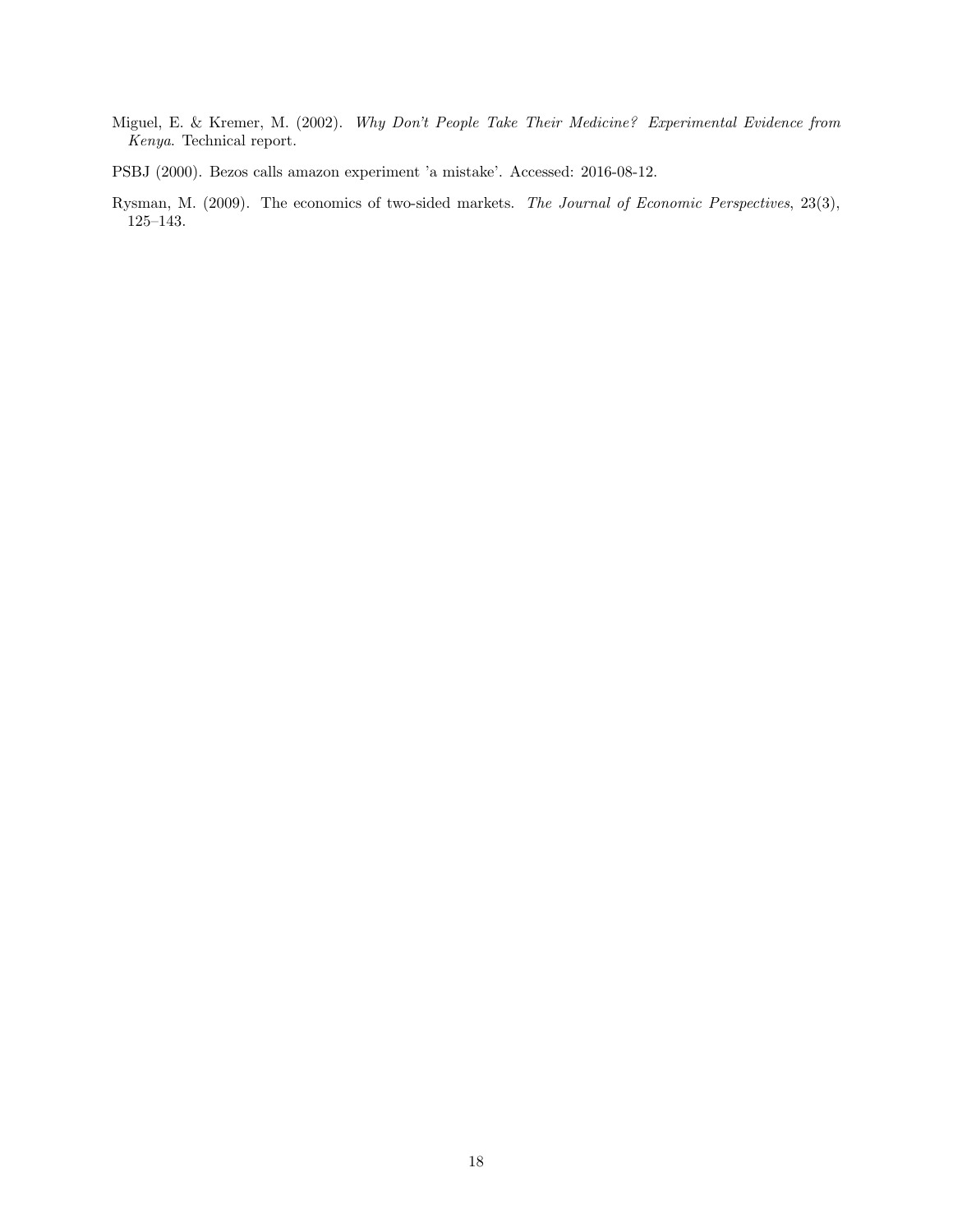Miguel, E. & Kremer, M. (2002). *Why Don't People Take Their Medicine? Experimental Evidence from Kenya*. Technical report.

PSBJ (2000). Bezos calls amazon experiment 'a mistake'. Accessed: 2016-08-12.

Rysman, M. (2009). The economics of two-sided markets. *The Journal of Economic Perspectives*, 23(3), 125–143.